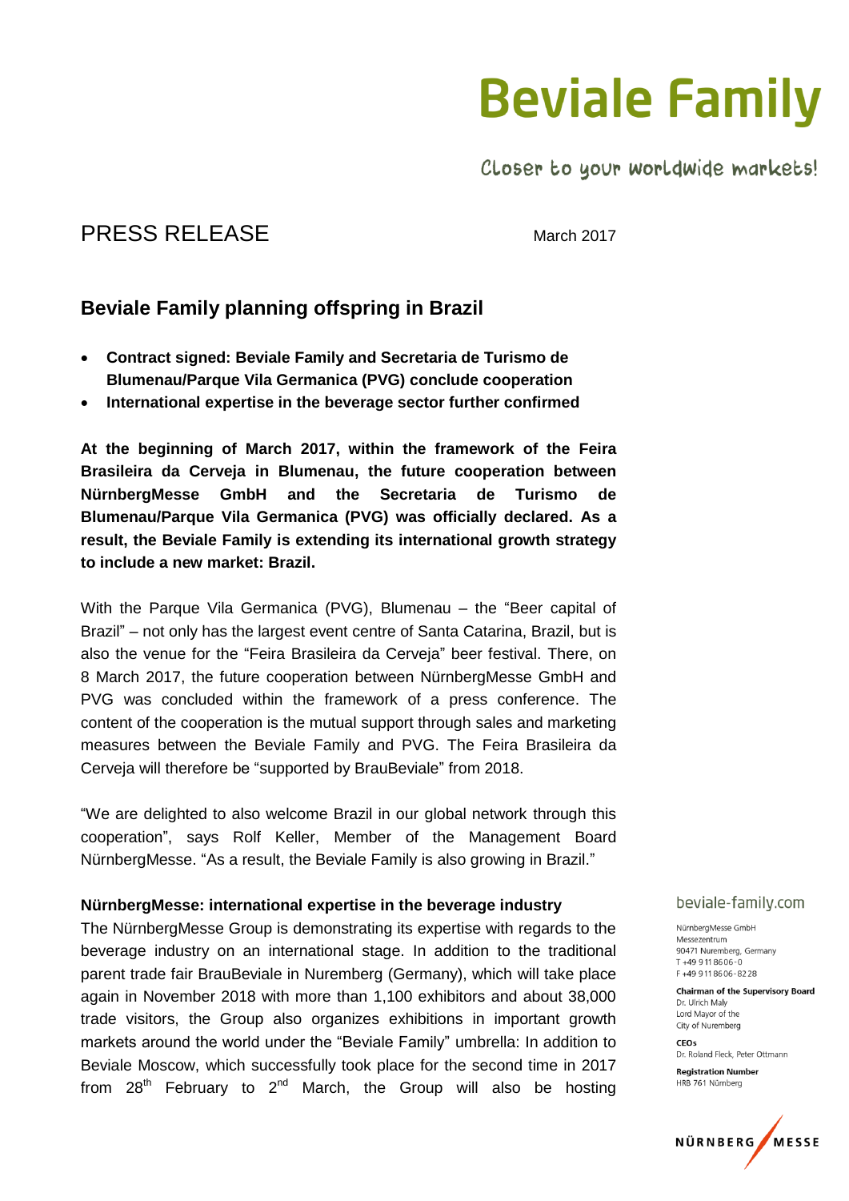# Beviale Family

Closer to your worldwide markets!

PRESS RELEASE

March 2017

## Beviale Family planning offspring in Brazil

- **Contract signed: Beviale Family and Secretaria de Turismo de Blumenau/Parque Vila Germanica (PVG) conclude cooperation**
- **International expertise in the beverage sector further confirmed**

**At the beginning of March 2017, within the framework of the Feira Brasileira da Cerveja in Blumenau, the future cooperation between NürnbergMesse GmbH and the Secretaria de Turismo de Blumenau/Parque Vila Germanica (PVG) was officially declared. As a result, the Beviale Family is extending its international growth strategy to include a new market: Brazil.**

With the Parque Vila Germanica (PVG), Blumenau – the "Beer capital of Brazil" – not only has the largest event centre of Santa Catarina, Brazil, but is also the venue for the "Feira Brasileira da Cerveja" beer festival. There, on 8 March 2017, the future cooperation between NürnbergMesse GmbH and PVG was concluded within the framework of a press conference. The content of the cooperation is the mutual support through sales and marketing measures between the Beviale Family and PVG. The Feira Brasileira da Cerveja will therefore be "supported by BrauBeviale" from 2018.

"We are delighted to also welcome Brazil in our global network through this cooperation", says Rolf Keller, Member of the Management Board NürnbergMesse. "As a result, the Beviale Family is also growing in Brazil."

### NürnbergMesse: international expertise in the beverage industry

The NürnbergMesse Group is demonstrating its expertise with regards to the beverage industry on an international stage. In addition to the traditional parent trade fair BrauBeviale in Nuremberg (Germany), which will take place again in November 2018 with more than 1,100 exhibitors and about 38,000 trade visitors, the Group also organizes exhibitions in important growth markets around the world under the "Beviale Family" umbrella: In addition to Beviale Moscow, which successfully took place for the second time in 2017 from 28th February to 2nd March, the Group will also be hosting

beviale-family.com

NürnbergMesse GmbH
Messezentrum
90471 Nuremberg, Germany
T +49 9 11 86 06-0
F +49 9 11 86 06-82 28

**Chairman of the Supervisory Board**
Dr. Ulrich Maly
Lord Mayor of the
City of Nuremberg

**CEOs**
Dr. Roland Fleck, Peter Ottmann

**Registration Number**
HRB 761 Nürnberg

NÜRNBERG MESSE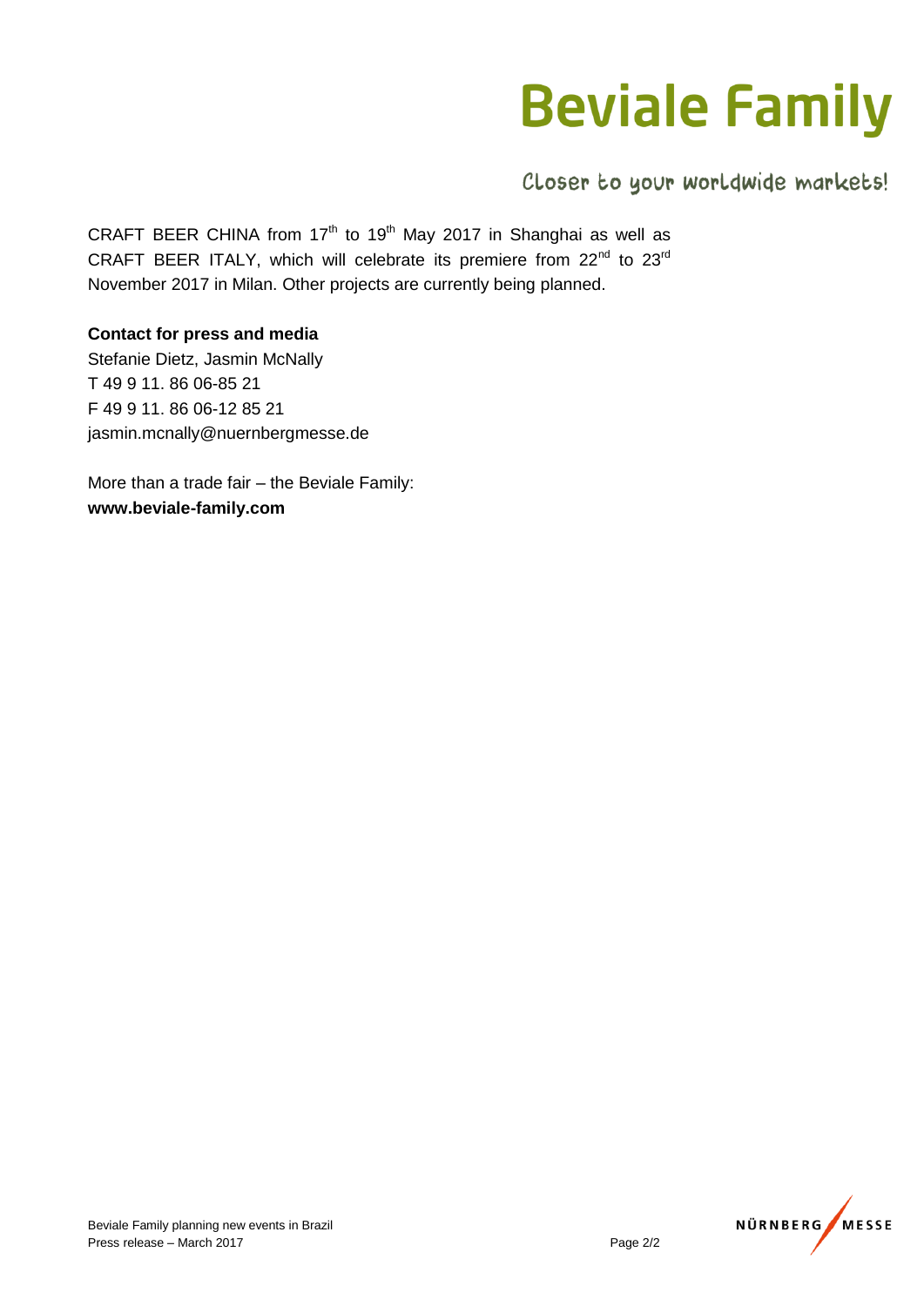CRAFT BEER CHINA from 17th to 19th May 2017 in Shanghai as well as CRAFT BEER ITALY, which will celebrate its premiere from 22nd to 23rd November 2017 in Milan. Other projects are currently being planned.

**Contact for press and media**
Stefanie Dietz, Jasmin McNally
T 49 9 11. 86 06-85 21
F 49 9 11. 86 06-12 85 21
jasmin.mcnally@nuernbergmesse.de

More than a trade fair – the Beviale Family:
**www.beviale-family.com**